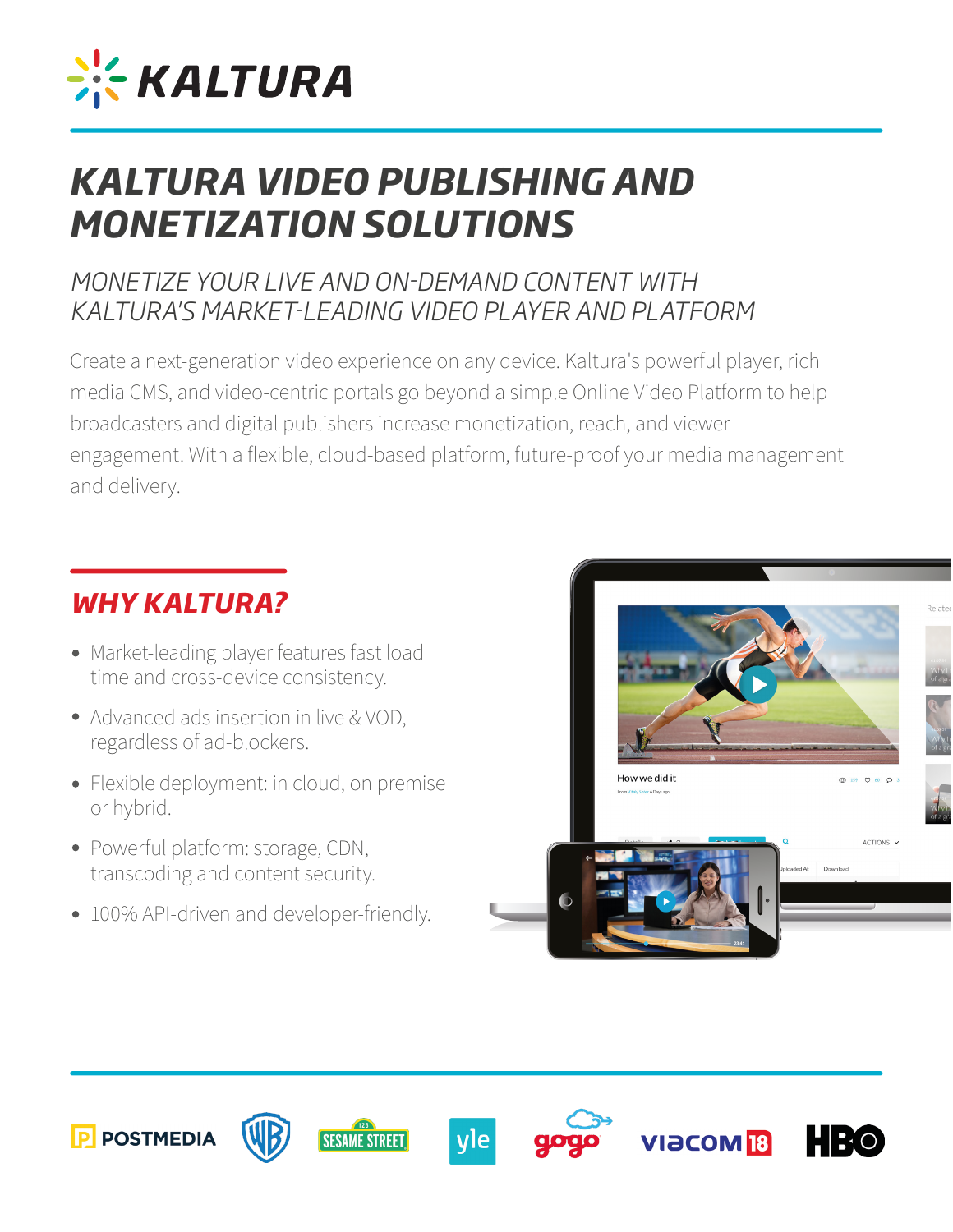# KALTURA VIDEO PUBLISHING AND MONETIZATION SOLUTIONS

## MONETIZE YOUR LIVE AND ON-DEMAND CONTENT WITH KALTURA'S MARKET-LEADING VIDEO PLAYER AND PLATFORM

Create a next-generation video experience on any device. Kaltura's powerful player, rich media CMS, and video-centric portals go beyond a simple Online Video Platform to help broadcasters and digital publishers increase monetization, reach, and viewer engagement. With a flexible, cloud-based platform, future-proof your media management and delivery.

## WHY KALTURA?

- Market-leading player features fast load time and cross-device consistency.
- Advanced ads insertion in live & VOD, regardless of ad-blockers.
- Flexible deployment: in cloud, on premise or hybrid.
- Powerful platform: storage, CDN, transcoding and content security.
- 100% API-driven and developer-friendly.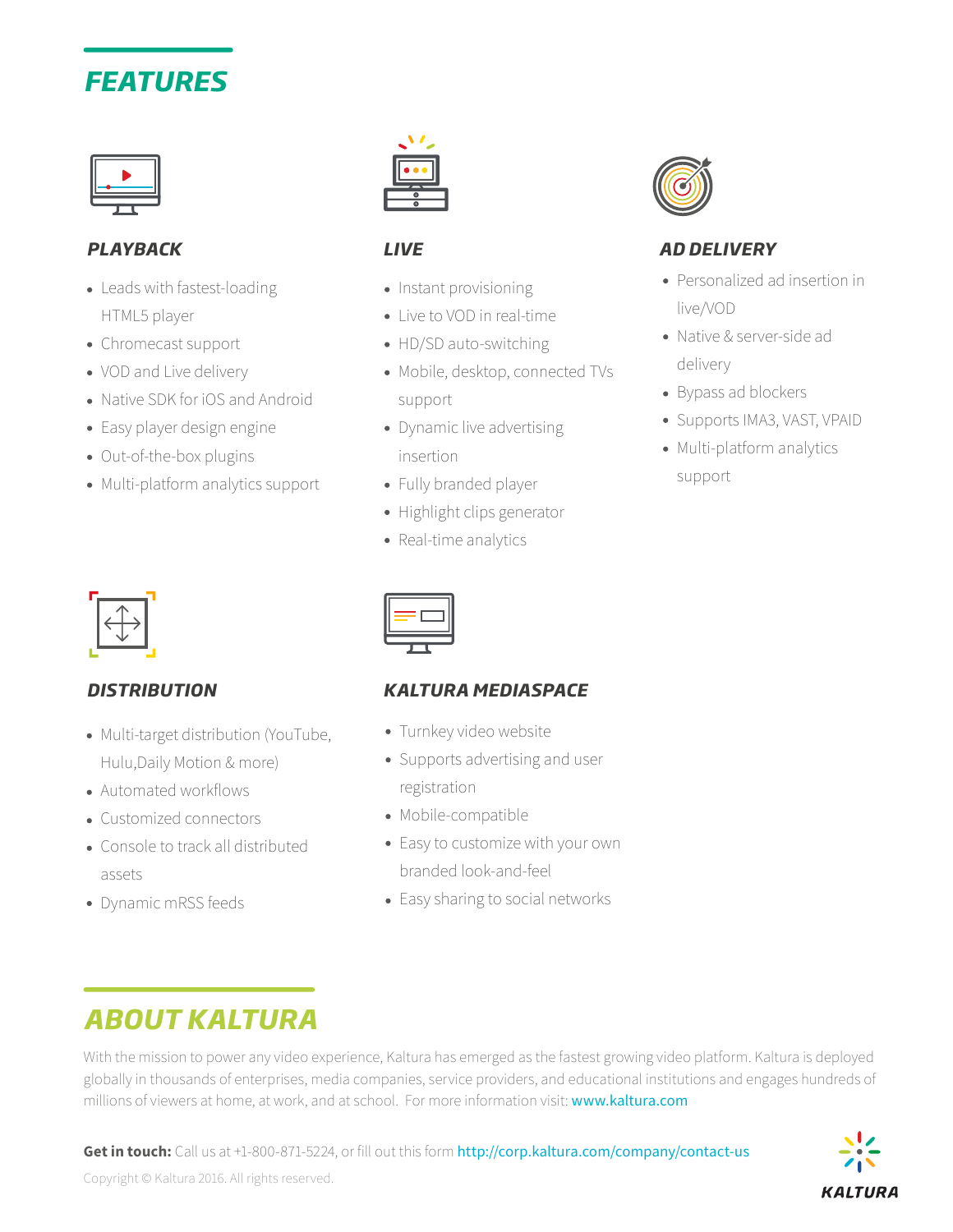## FEATURES

### PLAYBACK

- Leads with fastest-loading HTML5 player
- Chromecast support
- VOD and Live delivery
- Native SDK for iOS and Android
- Easy player design engine
- Out-of-the-box plugins
- Multi-platform analytics support

### LIVE

- Instant provisioning
- Live to VOD in real-time
- HD/SD auto-switching
- Mobile, desktop, connected TVs support
- Dynamic live advertising insertion
- Fully branded player
- Highlight clips generator
- Real-time analytics

### AD DELIVERY

- Personalized ad insertion in live/VOD
- Native & server-side ad delivery
- Bypass ad blockers
- Supports IMA3, VAST, VPAID
- Multi-platform analytics support

### DISTRIBUTION

- Multi-target distribution (YouTube, Hulu,Daily Motion & more)
- Automated workflows
- Customized connectors
- Console to track all distributed assets
- Dynamic mRSS feeds

### KALTURA MEDIASPACE

- Turnkey video website
- Supports advertising and user registration
- Mobile-compatible
- Easy to customize with your own branded look-and-feel
- Easy sharing to social networks

## ABOUT KALTURA

With the mission to power any video experience, Kaltura has emerged as the fastest growing video platform. Kaltura is deployed globally in thousands of enterprises, media companies, service providers, and educational institutions and engages hundreds of millions of viewers at home, at work, and at school. For more information visit: www.kaltura.com

**Get in touch:** Call us at +1-800-871-5224, or fill out this form http://corp.kaltura.com/company/contact-us

Copyright © Kaltura 2016. All rights reserved.

KALTURA